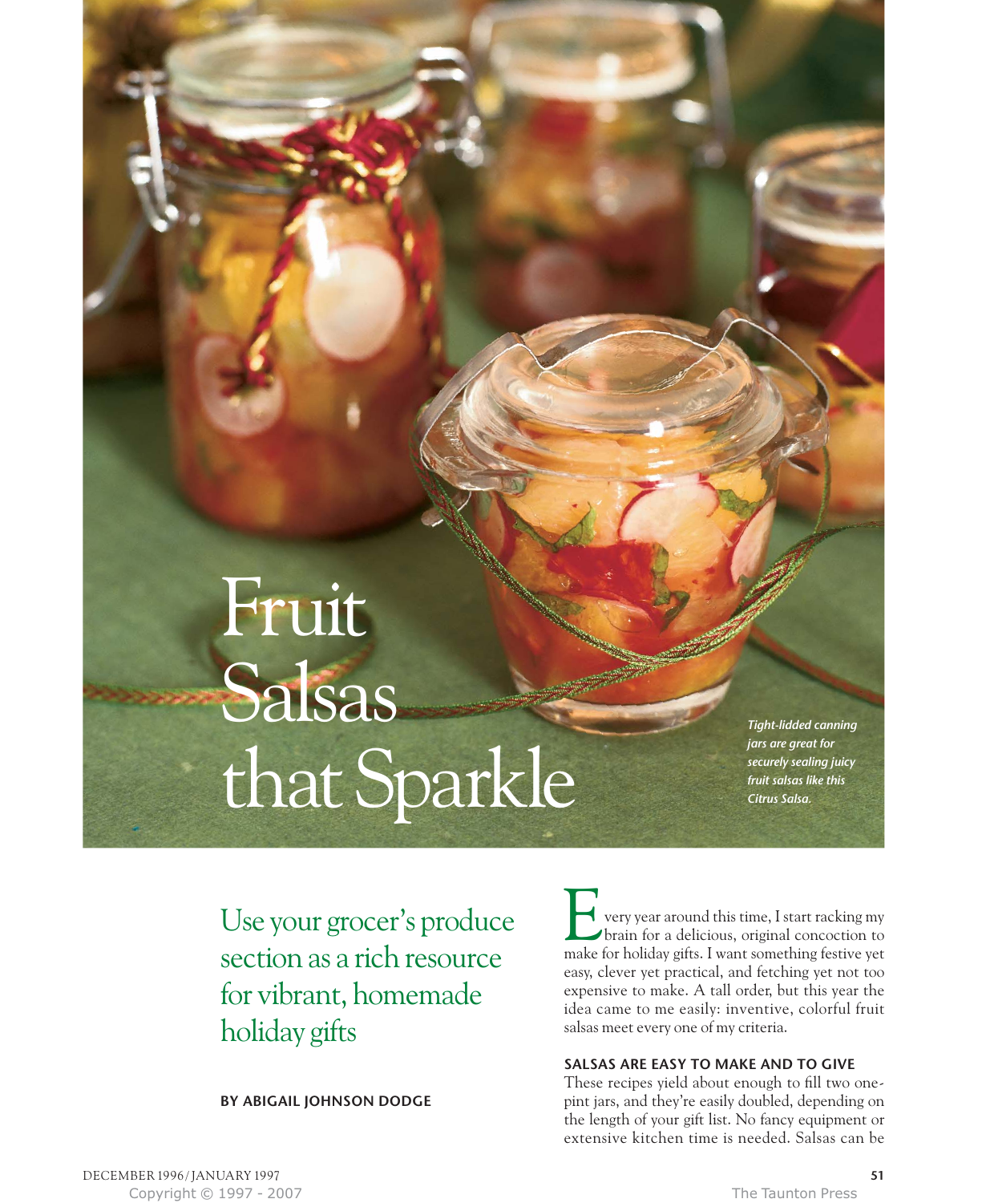# Fruit Salsas that Sparkle

*Tight-lidded canning jars are great for securely sealing juicy fruit salsas like this Citrus Salsa.*

## Use your grocer's produce section as a rich resource for vibrant, homemade holiday gifts

**BY ABIGAIL JOHNSON DODGE**

Every year around this time, I start racking my brain for a delicious, original concoction to make for holiday gifts. I want something festive yet easy, clever yet practical, and fetching yet not too expensive to make. A tall order, but this year the idea came to me easily: inventive, colorful fruit salsas meet every one of my criteria.

### SALSAS ARE EASY TO MAKE AND TO GIVE

These recipes yield about enough to fill two one-pint jars, and they're easily doubled, depending on the length of your gift list. No fancy equipment or extensive kitchen time is needed. Salsas can be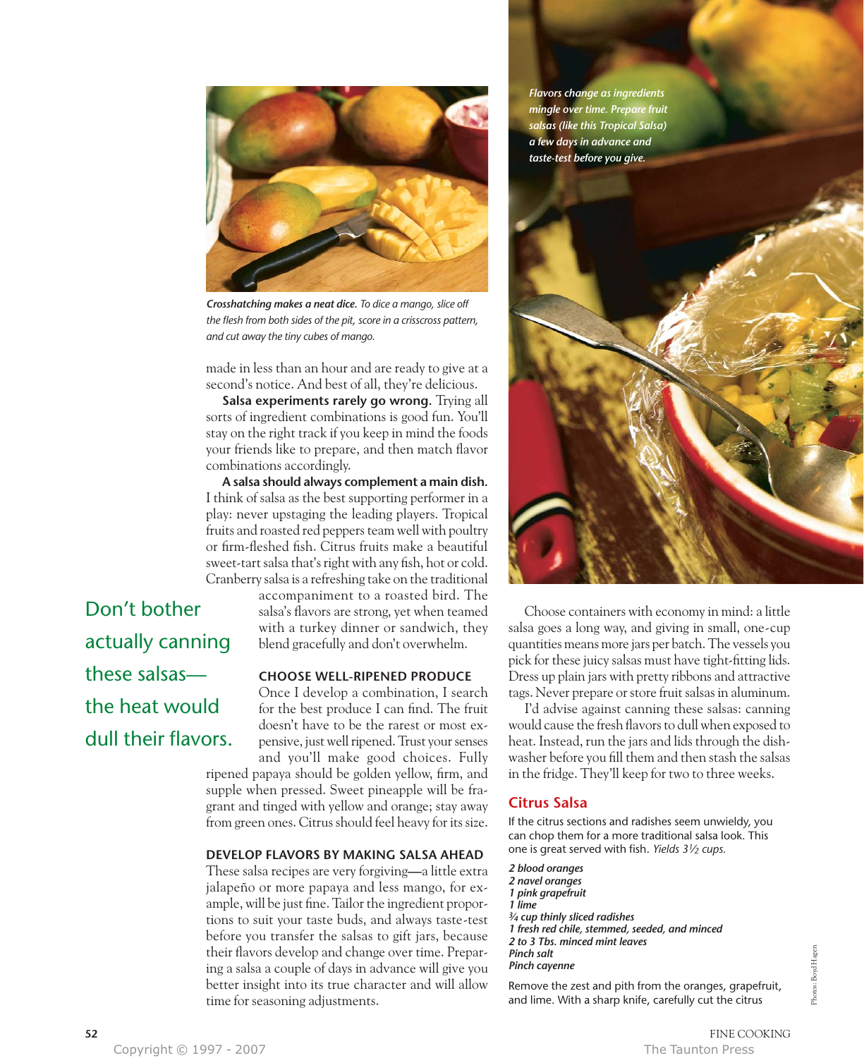*Crosshatching makes a neat dice. To dice a mango, slice off the flesh from both sides of the pit, score in a crisscross pattern, and cut away the tiny cubes of mango.*

made in less than an hour and are ready to give at a second's notice. And best of all, they're delicious.

**Salsa experiments rarely go wrong.** Trying all sorts of ingredient combinations is good fun. You'll stay on the right track if you keep in mind the foods your friends like to prepare, and then match flavor combinations accordingly.

**A salsa should always complement a main dish.** I think of salsa as the best supporting performer in a play: never upstaging the leading players. Tropical fruits and roasted red peppers team well with poultry or firm-fleshed fish. Citrus fruits make a beautiful sweet-tart salsa that's right with any fish, hot or cold. Cranberry salsa is a refreshing take on the traditional accompaniment to a roasted bird. The salsa's flavors are strong, yet when teamed with a turkey dinner or sandwich, they blend gracefully and don't overwhelm.

Don't bother actually canning these salsas—the heat would dull their flavors.

### CHOOSE WELL-RIPENED PRODUCE

Once I develop a combination, I search for the best produce I can find. The fruit doesn't have to be the rarest or most expensive, just well ripened. Trust your senses and you'll make good choices. Fully ripened papaya should be golden yellow, firm, and supple when pressed. Sweet pineapple will be fragrant and tinged with yellow and orange; stay away from green ones. Citrus should feel heavy for its size.

### DEVELOP FLAVORS BY MAKING SALSA AHEAD

These salsa recipes are very forgiving—a little extra jalapeño or more papaya and less mango, for example, will be just fine. Tailor the ingredient proportions to suit your taste buds, and always taste-test before you transfer the salsas to gift jars, because their flavors develop and change over time. Preparing a salsa a couple of days in advance will give you better insight into its true character and will allow time for seasoning adjustments.

*Flavors change as ingredients mingle over time. Prepare fruit salsas (like this Tropical Salsa) a few days in advance and taste-test before you give.*

Choose containers with economy in mind: a little salsa goes a long way, and giving in small, one-cup quantities means more jars per batch. The vessels you pick for these juicy salsas must have tight-fitting lids. Dress up plain jars with pretty ribbons and attractive tags. Never prepare or store fruit salsas in aluminum.

I'd advise against canning these salsas: canning would cause the fresh flavors to dull when exposed to heat. Instead, run the jars and lids through the dishwasher before you fill them and then stash the salsas in the fridge. They'll keep for two to three weeks.

## Citrus Salsa

If the citrus sections and radishes seem unwieldy, you can chop them for a more traditional salsa look. This one is great served with fish. *Yields 3½ cups.*

*2 blood oranges*
*2 navel oranges*
*1 pink grapefruit*
*1 lime*
*¾ cup thinly sliced radishes*
*1 fresh red chile, stemmed, seeded, and minced*
*2 to 3 Tbs. minced mint leaves*
*Pinch salt*
*Pinch cayenne*

Remove the zest and pith from the oranges, grapefruit, and lime. With a sharp knife, carefully cut the citrus

Photos: Boyd Hagen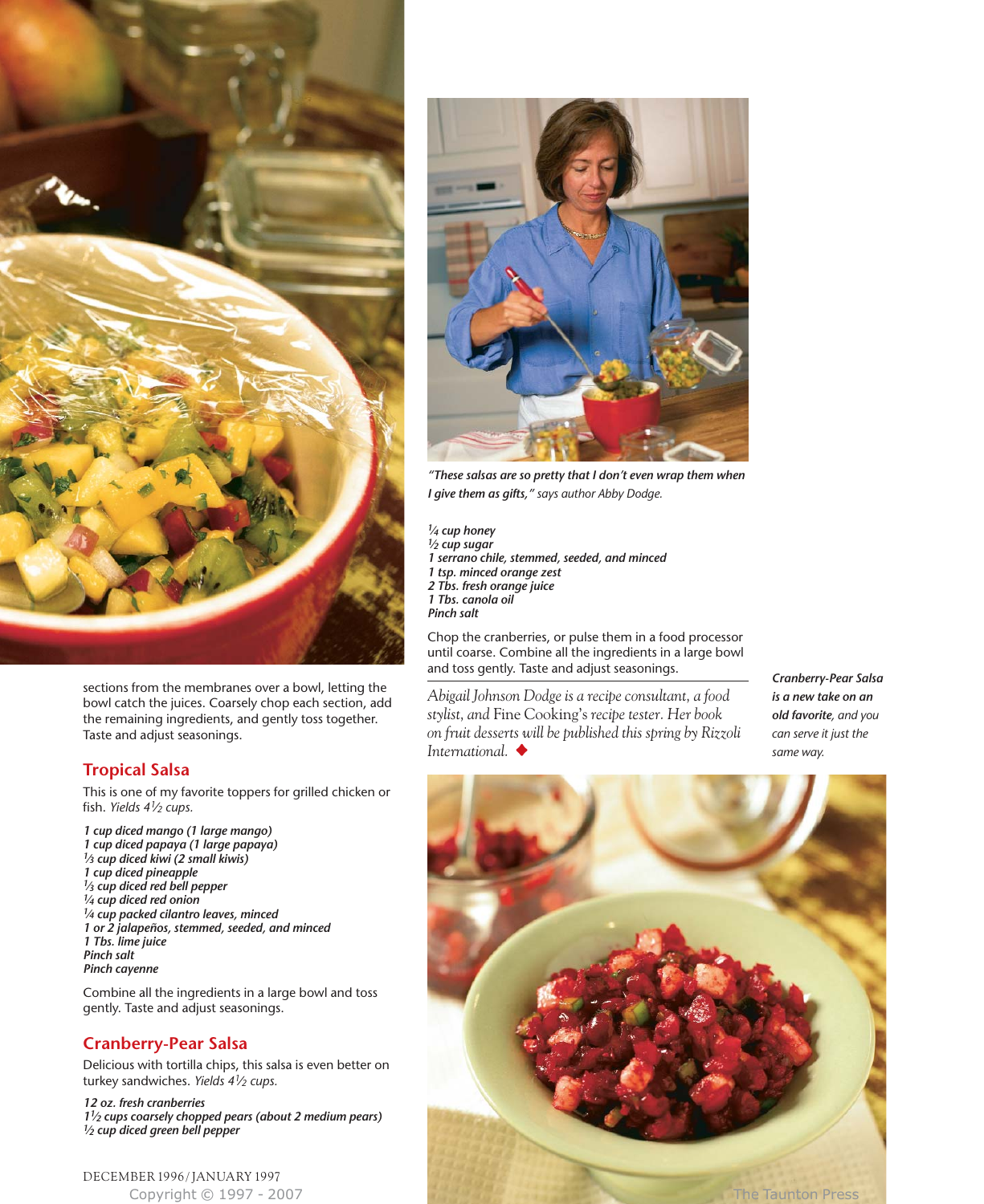sections from the membranes over a bowl, letting the bowl catch the juices. Coarsely chop each section, add the remaining ingredients, and gently toss together. Taste and adjust seasonings.

## Tropical Salsa

This is one of my favorite toppers for grilled chicken or fish. *Yields 4½ cups.*

*1 cup diced mango (1 large mango)*
*1 cup diced papaya (1 large papaya)*
*⅓ cup diced kiwi (2 small kiwis)*
*1 cup diced pineapple*
*⅓ cup diced red bell pepper*
*¼ cup diced red onion*
*¼ cup packed cilantro leaves, minced*
*1 or 2 jalapeños, stemmed, seeded, and minced*
*1 Tbs. lime juice*
*Pinch salt*
*Pinch cayenne*

Combine all the ingredients in a large bowl and toss gently. Taste and adjust seasonings.

## Cranberry-Pear Salsa

Delicious with tortilla chips, this salsa is even better on turkey sandwiches. *Yields 4½ cups.*

*12 oz. fresh cranberries*
*1½ cups coarsely chopped pears (about 2 medium pears)*
*½ cup diced green bell pepper*
*¼ cup honey*
*½ cup sugar*
*1 serrano chile, stemmed, seeded, and minced*
*1 tsp. minced orange zest*
*2 Tbs. fresh orange juice*
*1 Tbs. canola oil*
*Pinch salt*

Chop the cranberries, or pulse them in a food processor until coarse. Combine all the ingredients in a large bowl and toss gently. Taste and adjust seasonings.

*Abigail Johnson Dodge is a recipe consultant, a food stylist, and Fine Cooking's recipe tester. Her book on fruit desserts will be published this spring by Rizzoli International.* ◆

*"These salsas are so pretty that I don't even wrap them when I give them as gifts," says author Abby Dodge.*

***Cranberry-Pear Salsa is a new take on an old favorite,** and you can serve it just the same way.*

Copyright © 1997 - 2007 The Taunton Press